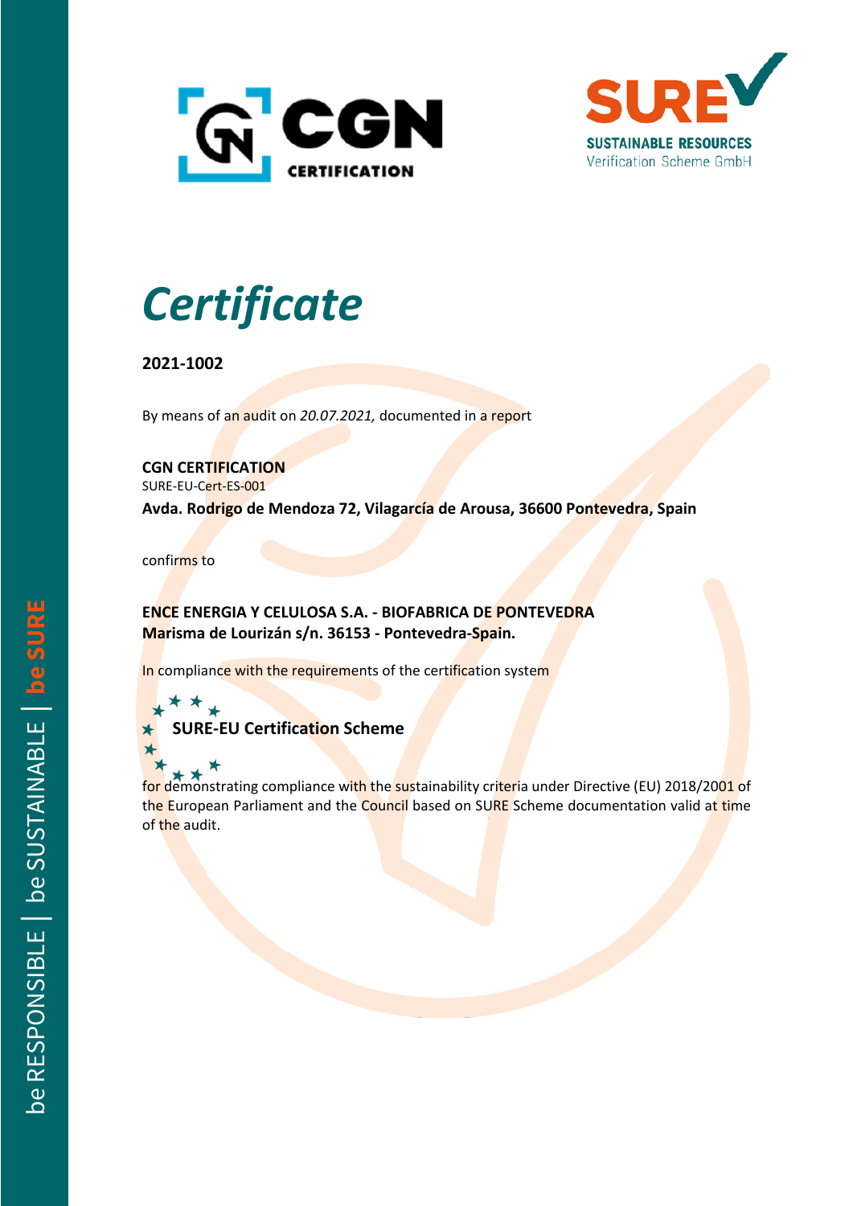CGN CERTIFICATION

SURE SUSTAINABLE RESOURCES Verification Scheme GmbH

# *Certificate*

**2021-1002**

By means of an audit on *20.07.2021,* documented in a report

**CGN CERTIFICATION**
SURE-EU-Cert-ES-001
**Avda. Rodrigo de Mendoza 72, Vilagarcía de Arousa, 36600 Pontevedra, Spain**

confirms to

**ENCE ENERGIA Y CELULOSA S.A. - BIOFABRICA DE PONTEVEDRA**
**Marisma de Lourizán s/n. 36153 - Pontevedra-Spain.**

In compliance with the requirements of the certification system

**SURE-EU Certification Scheme**

for demonstrating compliance with the sustainability criteria under Directive (EU) 2018/2001 of the European Parliament and the Council based on SURE Scheme documentation valid at time of the audit.

be RESPONSIBLE | be SUSTAINABLE | be SURE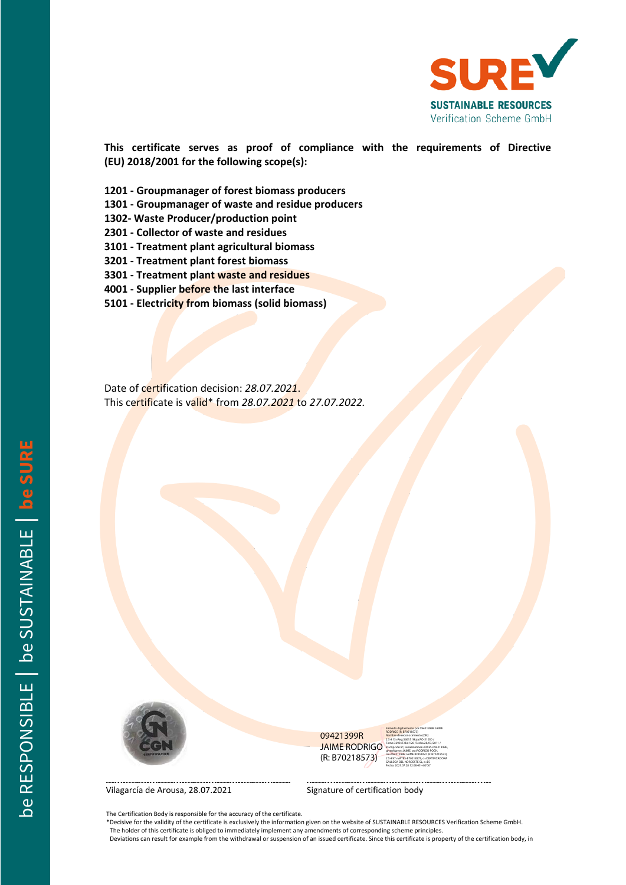SURE
SUSTAINABLE RESOURCES
Verification Scheme GmbH

**This certificate serves as proof of compliance with the requirements of Directive (EU) 2018/2001 for the following scope(s):**

**1201 - Groupmanager of forest biomass producers**
**1301 - Groupmanager of waste and residue producers**
**1302- Waste Producer/production point**
**2301 - Collector of waste and residues**
**3101 - Treatment plant agricultural biomass**
**3201 - Treatment plant forest biomass**
**3301 - Treatment plant waste and residues**
**4001 - Supplier before the last interface**
**5101 - Electricity from biomass (solid biomass)**

Date of certification decision: *28.07.2021*.
This certificate is valid* from *28.07.2021* to *27.07.2022.*

09421399R JAIME RODRIGO (R: B70218573)

Vilagarcía de Arousa, 28.07.2021

Signature of certification body

The Certification Body is responsible for the accuracy of the certificate.
*Decisive for the validity of the certificate is exclusively the information given on the website of SUSTAINABLE RESOURCES Verification Scheme GmbH. The holder of this certificate is obliged to immediately implement any amendments of corresponding scheme principles. Deviations can result for example from the withdrawal or suspension of an issued certificate. Since this certificate is property of the certification body, in

be RESPONSIBLE | be SUSTAINABLE | be SURE